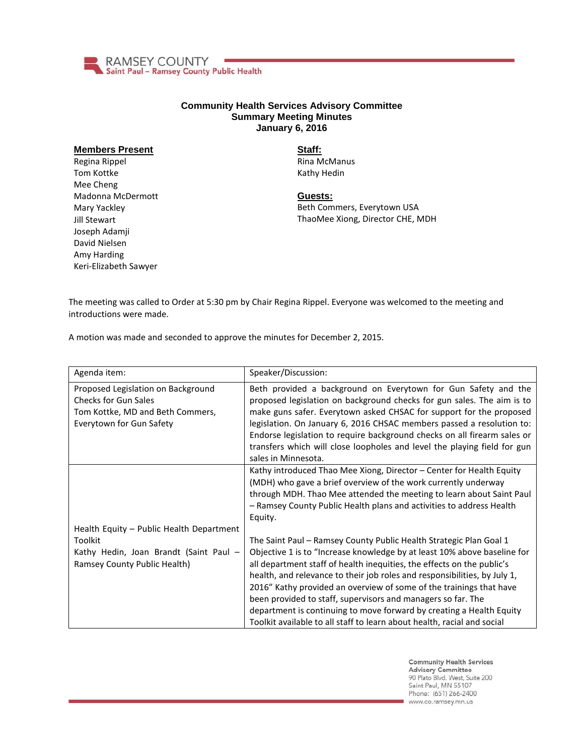RAMSEY COUNTY
Saint Paul – Ramsey County Public Health

# Community Health Services Advisory Committee
## Summary Meeting Minutes
### January 6, 2016

**Members Present**

Regina Rippel
Tom Kottke
Mee Cheng
Madonna McDermott
Mary Yackley
Jill Stewart
Joseph Adamji
David Nielsen
Amy Harding
Keri-Elizabeth Sawyer

**Staff:**

Rina McManus
Kathy Hedin

**Guests:**

Beth Commers, Everytown USA
ThaoMee Xiong, Director CHE, MDH

The meeting was called to Order at 5:30 pm by Chair Regina Rippel. Everyone was welcomed to the meeting and introductions were made.

A motion was made and seconded to approve the minutes for December 2, 2015.

| Agenda item: | Speaker/Discussion: |
|---|---|
| Proposed Legislation on Background Checks for Gun Sales<br>Tom Kottke, MD and Beth Commers, Everytown for Gun Safety | Beth provided a background on Everytown for Gun Safety and the proposed legislation on background checks for gun sales. The aim is to make guns safer. Everytown asked CHSAC for support for the proposed legislation. On January 6, 2016 CHSAC members passed a resolution to: Endorse legislation to require background checks on all firearm sales or transfers which will close loopholes and level the playing field for gun sales in Minnesota. |
| Health Equity – Public Health Department Toolkit<br>Kathy Hedin, Joan Brandt (Saint Paul – Ramsey County Public Health) | Kathy introduced Thao Mee Xiong, Director – Center for Health Equity (MDH) who gave a brief overview of the work currently underway through MDH. Thao Mee attended the meeting to learn about Saint Paul – Ramsey County Public Health plans and activities to address Health Equity.<br><br>The Saint Paul – Ramsey County Public Health Strategic Plan Goal 1 Objective 1 is to "Increase knowledge by at least 10% above baseline for all department staff of health inequities, the effects on the public's health, and relevance to their job roles and responsibilities, by July 1, 2016" Kathy provided an overview of some of the trainings that have been provided to staff, supervisors and managers so far. The department is continuing to move forward by creating a Health Equity Toolkit available to all staff to learn about health, racial and social |

Community Health Services Advisory Committee
90 Plato Blvd. West, Suite 200
Saint Paul, MN 55107
Phone: (651) 266-2400
www.co.ramsey.mn.us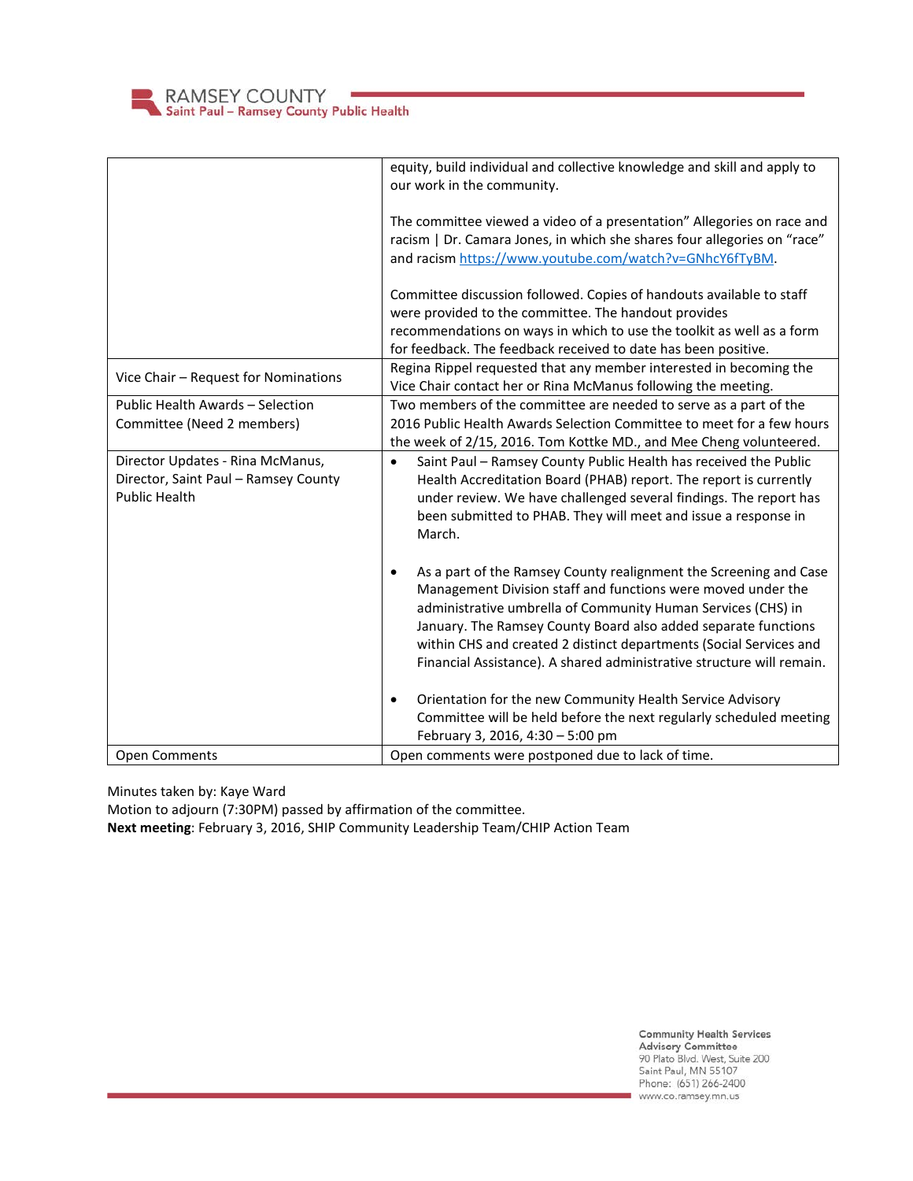| | |
|---|---|
| | equity, build individual and collective knowledge and skill and apply to our work in the community.<br><br>The committee viewed a video of a presentation" Allegories on race and racism \| Dr. Camara Jones, in which she shares four allegories on "race" and racism https://www.youtube.com/watch?v=GNhcY6fTyBM.<br><br>Committee discussion followed. Copies of handouts available to staff were provided to the committee. The handout provides recommendations on ways in which to use the toolkit as well as a form for feedback. The feedback received to date has been positive. |
| Vice Chair – Request for Nominations | Regina Rippel requested that any member interested in becoming the Vice Chair contact her or Rina McManus following the meeting. |
| Public Health Awards – Selection Committee (Need 2 members) | Two members of the committee are needed to serve as a part of the 2016 Public Health Awards Selection Committee to meet for a few hours the week of 2/15, 2016. Tom Kottke MD., and Mee Cheng volunteered. |
| Director Updates - Rina McManus, Director, Saint Paul – Ramsey County Public Health | • Saint Paul – Ramsey County Public Health has received the Public Health Accreditation Board (PHAB) report. The report is currently under review. We have challenged several findings. The report has been submitted to PHAB. They will meet and issue a response in March.<br><br>• As a part of the Ramsey County realignment the Screening and Case Management Division staff and functions were moved under the administrative umbrella of Community Human Services (CHS) in January. The Ramsey County Board also added separate functions within CHS and created 2 distinct departments (Social Services and Financial Assistance). A shared administrative structure will remain.<br><br>• Orientation for the new Community Health Service Advisory Committee will be held before the next regularly scheduled meeting February 3, 2016, 4:30 – 5:00 pm |
| Open Comments | Open comments were postponed due to lack of time. |

Minutes taken by: Kaye Ward
Motion to adjourn (7:30PM) passed by affirmation of the committee.
**Next meeting**: February 3, 2016, SHIP Community Leadership Team/CHIP Action Team